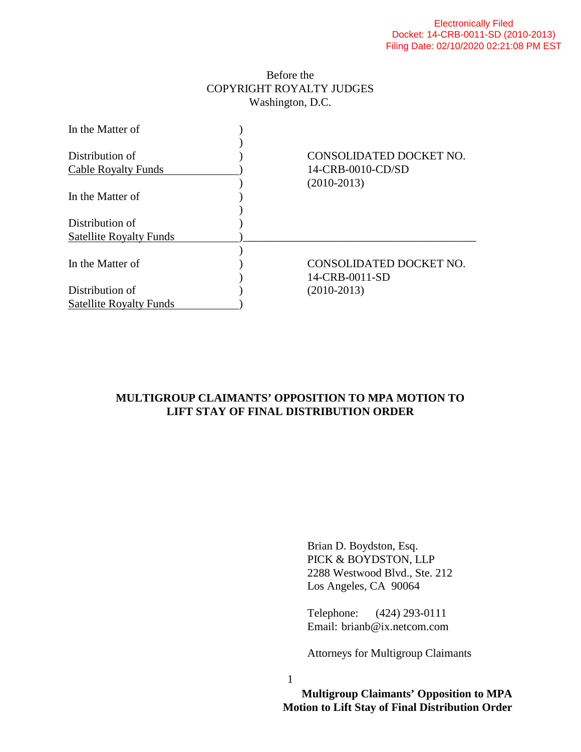Electronically Filed
Docket: 14-CRB-0011-SD (2010-2013)
Filing Date: 02/10/2020 02:21:08 PM EST

Before the
COPYRIGHT ROYALTY JUDGES
Washington, D.C.

| | |
|---|---|
| In the Matter of<br><br>Distribution of<br>Cable Royalty Funds<br><br>In the Matter of<br><br>Distribution of<br>Satellite Royalty Funds | CONSOLIDATED DOCKET NO.<br>14-CRB-0010-CD/SD<br>(2010-2013) |
| In the Matter of<br><br>Distribution of<br>Satellite Royalty Funds | CONSOLIDATED DOCKET NO.<br>14-CRB-0011-SD<br>(2010-2013) |

# MULTIGROUP CLAIMANTS' OPPOSITION TO MPA MOTION TO LIFT STAY OF FINAL DISTRIBUTION ORDER

Brian D. Boydston, Esq.
PICK & BOYDSTON, LLP
2288 Westwood Blvd., Ste. 212
Los Angeles, CA 90064

Telephone: (424) 293-0111
Email: brianb@ix.netcom.com

Attorneys for Multigroup Claimants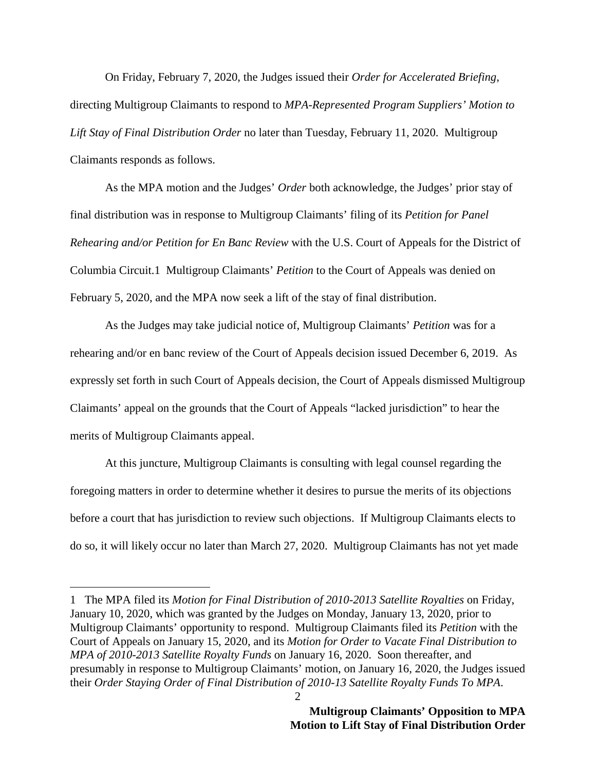On Friday, February 7, 2020, the Judges issued their *Order for Accelerated Briefing*, directing Multigroup Claimants to respond to *MPA-Represented Program Suppliers' Motion to Lift Stay of Final Distribution Order* no later than Tuesday, February 11, 2020. Multigroup Claimants responds as follows.

As the MPA motion and the Judges' *Order* both acknowledge, the Judges' prior stay of final distribution was in response to Multigroup Claimants' filing of its *Petition for Panel Rehearing and/or Petition for En Banc Review* with the U.S. Court of Appeals for the District of Columbia Circuit.[1] Multigroup Claimants' *Petition* to the Court of Appeals was denied on February 5, 2020, and the MPA now seek a lift of the stay of final distribution.

As the Judges may take judicial notice of, Multigroup Claimants' *Petition* was for a rehearing and/or en banc review of the Court of Appeals decision issued December 6, 2019. As expressly set forth in such Court of Appeals decision, the Court of Appeals dismissed Multigroup Claimants' appeal on the grounds that the Court of Appeals "lacked jurisdiction" to hear the merits of Multigroup Claimants appeal.

At this juncture, Multigroup Claimants is consulting with legal counsel regarding the foregoing matters in order to determine whether it desires to pursue the merits of its objections before a court that has jurisdiction to review such objections. If Multigroup Claimants elects to do so, it will likely occur no later than March 27, 2020. Multigroup Claimants has not yet made

---

1 The MPA filed its *Motion for Final Distribution of 2010-2013 Satellite Royalties* on Friday, January 10, 2020, which was granted by the Judges on Monday, January 13, 2020, prior to Multigroup Claimants' opportunity to respond. Multigroup Claimants filed its *Petition* with the Court of Appeals on January 15, 2020, and its *Motion for Order to Vacate Final Distribution to MPA of 2010-2013 Satellite Royalty Funds* on January 16, 2020. Soon thereafter, and presumably in response to Multigroup Claimants' motion, on January 16, 2020, the Judges issued their *Order Staying Order of Final Distribution of 2010-13 Satellite Royalty Funds To MPA*.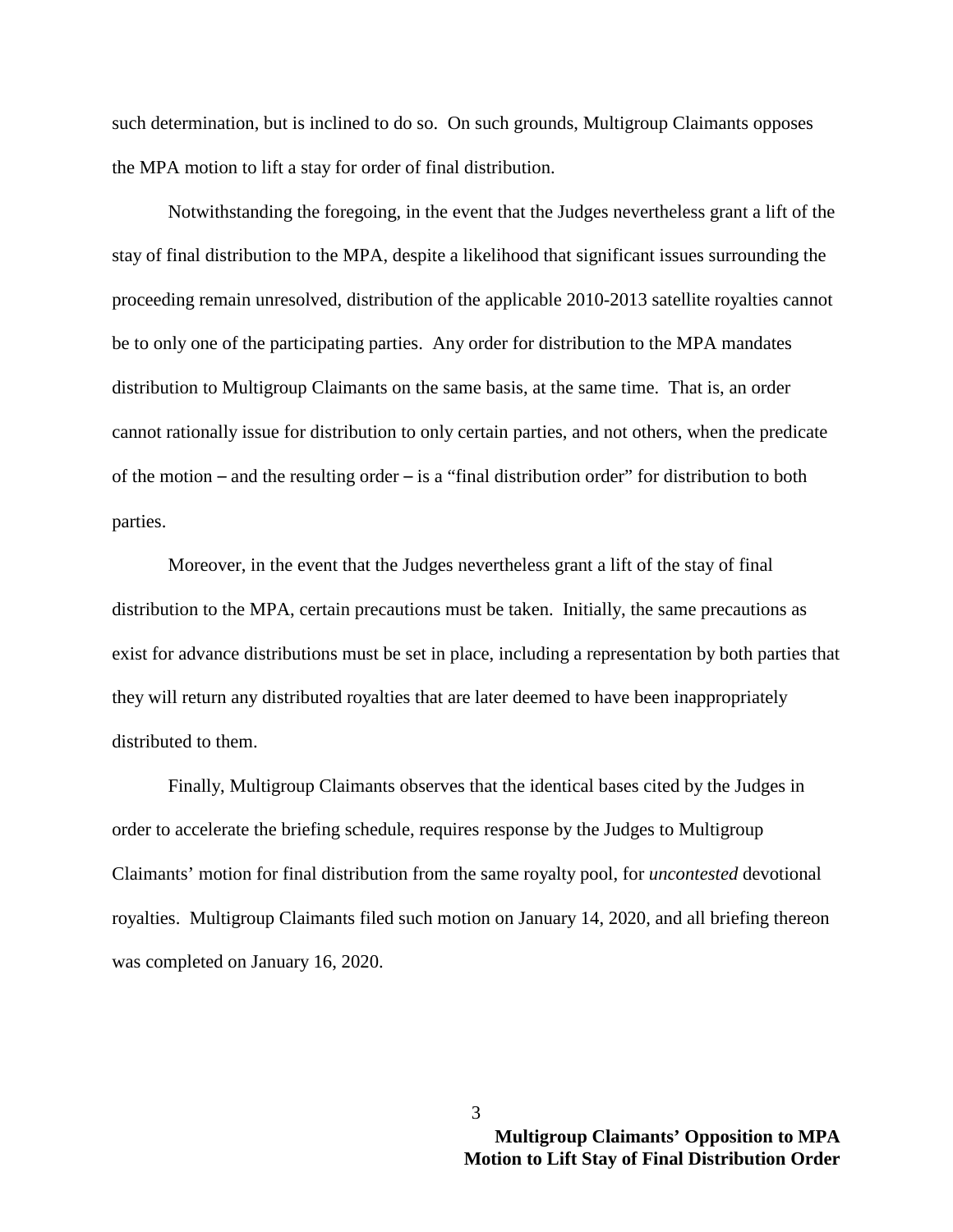such determination, but is inclined to do so. On such grounds, Multigroup Claimants opposes the MPA motion to lift a stay for order of final distribution.

Notwithstanding the foregoing, in the event that the Judges nevertheless grant a lift of the stay of final distribution to the MPA, despite a likelihood that significant issues surrounding the proceeding remain unresolved, distribution of the applicable 2010-2013 satellite royalties cannot be to only one of the participating parties. Any order for distribution to the MPA mandates distribution to Multigroup Claimants on the same basis, at the same time. That is, an order cannot rationally issue for distribution to only certain parties, and not others, when the predicate of the motion – and the resulting order – is a "final distribution order" for distribution to both parties.

Moreover, in the event that the Judges nevertheless grant a lift of the stay of final distribution to the MPA, certain precautions must be taken. Initially, the same precautions as exist for advance distributions must be set in place, including a representation by both parties that they will return any distributed royalties that are later deemed to have been inappropriately distributed to them.

Finally, Multigroup Claimants observes that the identical bases cited by the Judges in order to accelerate the briefing schedule, requires response by the Judges to Multigroup Claimants' motion for final distribution from the same royalty pool, for *uncontested* devotional royalties. Multigroup Claimants filed such motion on January 14, 2020, and all briefing thereon was completed on January 16, 2020.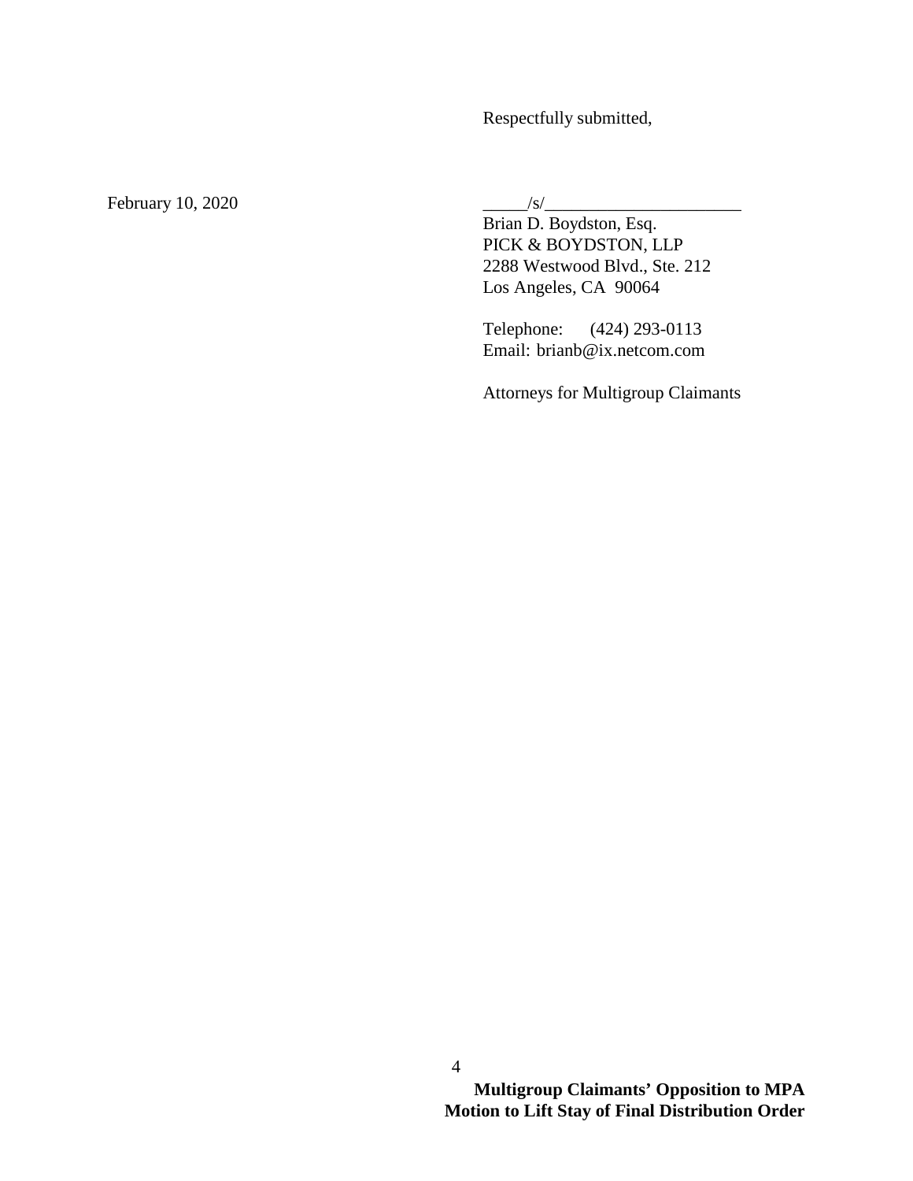Respectfully submitted,

February 10, 2020

_____/s/______________________

Brian D. Boydston, Esq.
PICK & BOYDSTON, LLP
2288 Westwood Blvd., Ste. 212
Los Angeles, CA 90064

Telephone: (424) 293-0113
Email: brianb@ix.netcom.com

Attorneys for Multigroup Claimants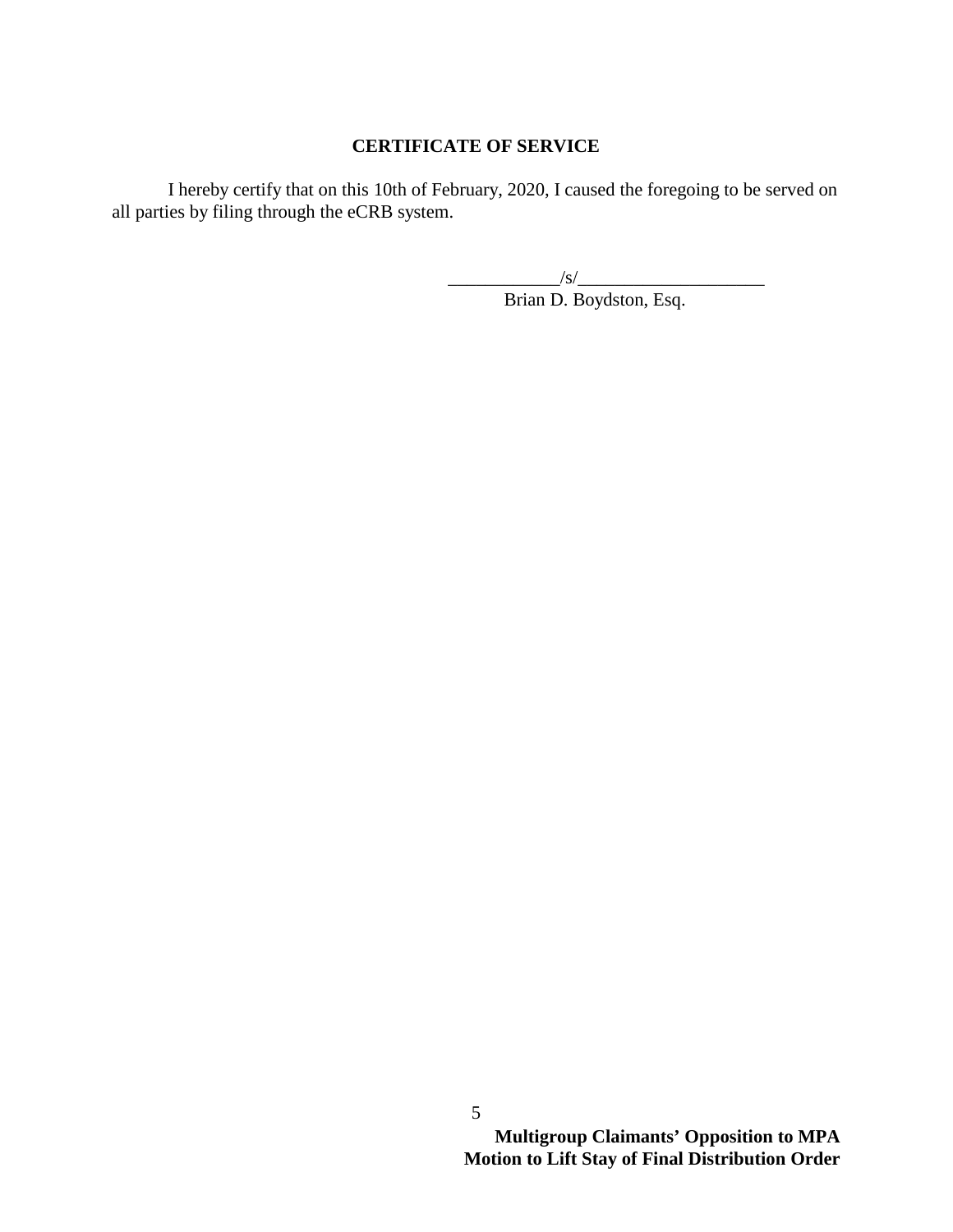## CERTIFICATE OF SERVICE

I hereby certify that on this 10th of February, 2020, I caused the foregoing to be served on all parties by filing through the eCRB system.

____________/s/____________________
Brian D. Boydston, Esq.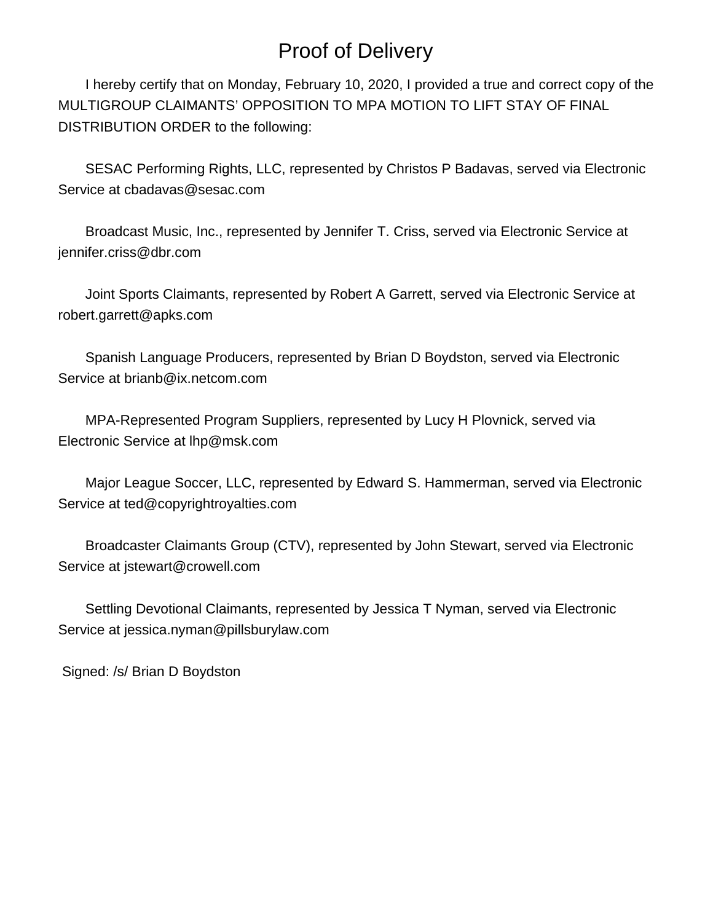# Proof of Delivery

I hereby certify that on Monday, February 10, 2020, I provided a true and correct copy of the MULTIGROUP CLAIMANTS' OPPOSITION TO MPA MOTION TO LIFT STAY OF FINAL DISTRIBUTION ORDER to the following:

SESAC Performing Rights, LLC, represented by Christos P Badavas, served via Electronic Service at cbadavas@sesac.com

Broadcast Music, Inc., represented by Jennifer T. Criss, served via Electronic Service at jennifer.criss@dbr.com

Joint Sports Claimants, represented by Robert A Garrett, served via Electronic Service at robert.garrett@apks.com

Spanish Language Producers, represented by Brian D Boydston, served via Electronic Service at brianb@ix.netcom.com

MPA-Represented Program Suppliers, represented by Lucy H Plovnick, served via Electronic Service at lhp@msk.com

Major League Soccer, LLC, represented by Edward S. Hammerman, served via Electronic Service at ted@copyrightroyalties.com

Broadcaster Claimants Group (CTV), represented by John Stewart, served via Electronic Service at jstewart@crowell.com

Settling Devotional Claimants, represented by Jessica T Nyman, served via Electronic Service at jessica.nyman@pillsburylaw.com

Signed: /s/ Brian D Boydston